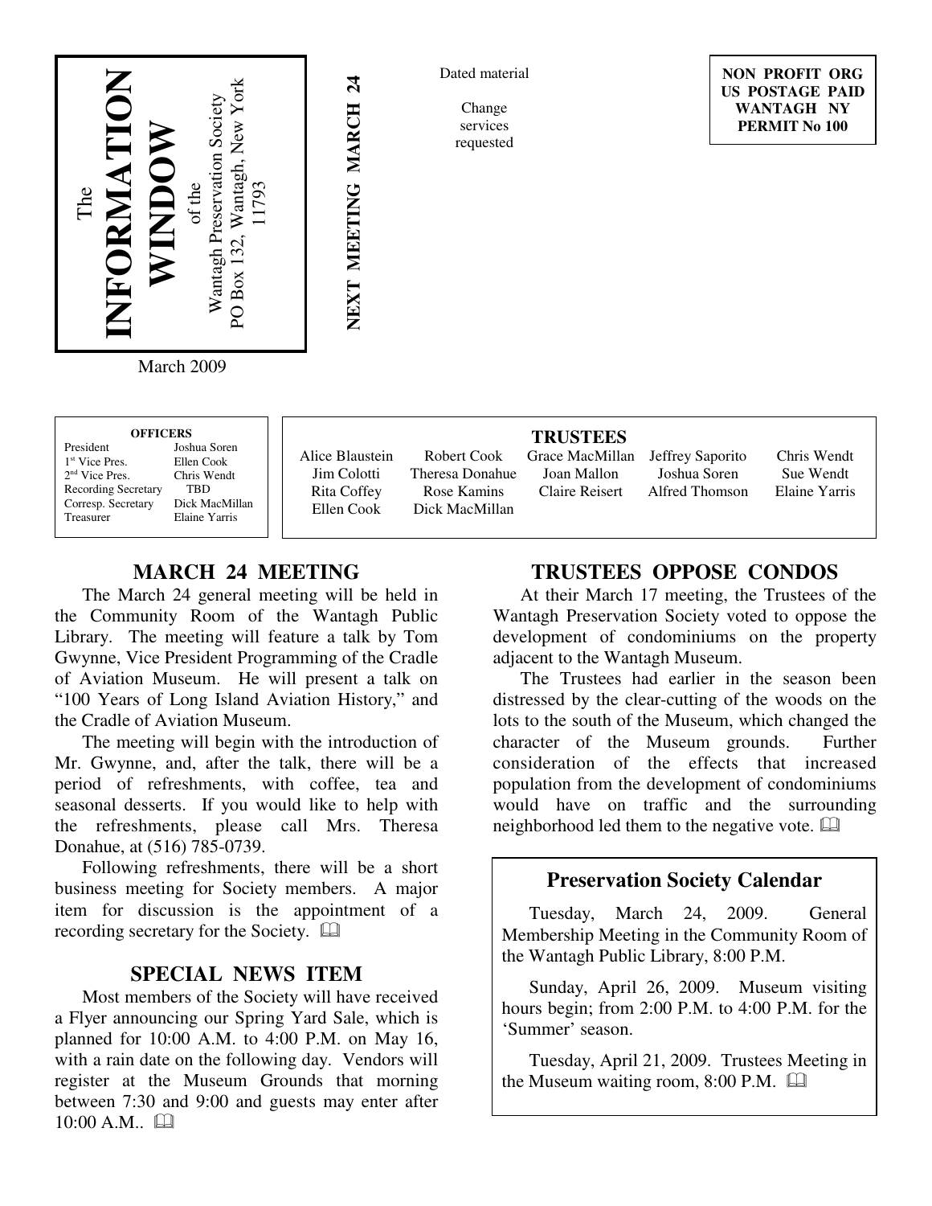# The INFORMATION WINDOW

of the Wantagh Preservation Society
PO Box 132, Wantagh, New York 11793

March 2009

**NEXT MEETING MARCH 24**

Dated material

Change services requested

**NON PROFIT ORG**
**US POSTAGE PAID**
**WANTAGH NY**
**PERMIT No 100**

**OFFICERS**

| | |
|---|---|
| President | Joshua Soren |
| 1st Vice Pres. | Ellen Cook |
| 2nd Vice Pres. | Chris Wendt |
| Recording Secretary | TBD |
| Corresp. Secretary | Dick MacMillan |
| Treasurer | Elaine Yarris |

**TRUSTEES**

| | | | | |
|---|---|---|---|---|
| Alice Blaustein | Robert Cook | Grace MacMillan | Jeffrey Saporito | Chris Wendt |
| Jim Colotti | Theresa Donahue | Joan Mallon | Joshua Soren | Sue Wendt |
| Rita Coffey | Rose Kamins | Claire Reisert | Alfred Thomson | Elaine Yarris |
| Ellen Cook | Dick MacMillan | | | |

## MARCH 24 MEETING

The March 24 general meeting will be held in the Community Room of the Wantagh Public Library. The meeting will feature a talk by Tom Gwynne, Vice President Programming of the Cradle of Aviation Museum. He will present a talk on "100 Years of Long Island Aviation History," and the Cradle of Aviation Museum.

The meeting will begin with the introduction of Mr. Gwynne, and, after the talk, there will be a period of refreshments, with coffee, tea and seasonal desserts. If you would like to help with the refreshments, please call Mrs. Theresa Donahue, at (516) 785-0739.

Following refreshments, there will be a short business meeting for Society members. A major item for discussion is the appointment of a recording secretary for the Society. 🕮

## SPECIAL NEWS ITEM

Most members of the Society will have received a Flyer announcing our Spring Yard Sale, which is planned for 10:00 A.M. to 4:00 P.M. on May 16, with a rain date on the following day. Vendors will register at the Museum Grounds that morning between 7:30 and 9:00 and guests may enter after 10:00 A.M.. 🕮

## TRUSTEES OPPOSE CONDOS

At their March 17 meeting, the Trustees of the Wantagh Preservation Society voted to oppose the development of condominiums on the property adjacent to the Wantagh Museum.

The Trustees had earlier in the season been distressed by the clear-cutting of the woods on the lots to the south of the Museum, which changed the character of the Museum grounds. Further consideration of the effects that increased population from the development of condominiums would have on traffic and the surrounding neighborhood led them to the negative vote. 🕮

## Preservation Society Calendar

Tuesday, March 24, 2009. General Membership Meeting in the Community Room of the Wantagh Public Library, 8:00 P.M.

Sunday, April 26, 2009. Museum visiting hours begin; from 2:00 P.M. to 4:00 P.M. for the 'Summer' season.

Tuesday, April 21, 2009. Trustees Meeting in the Museum waiting room, 8:00 P.M. 🕮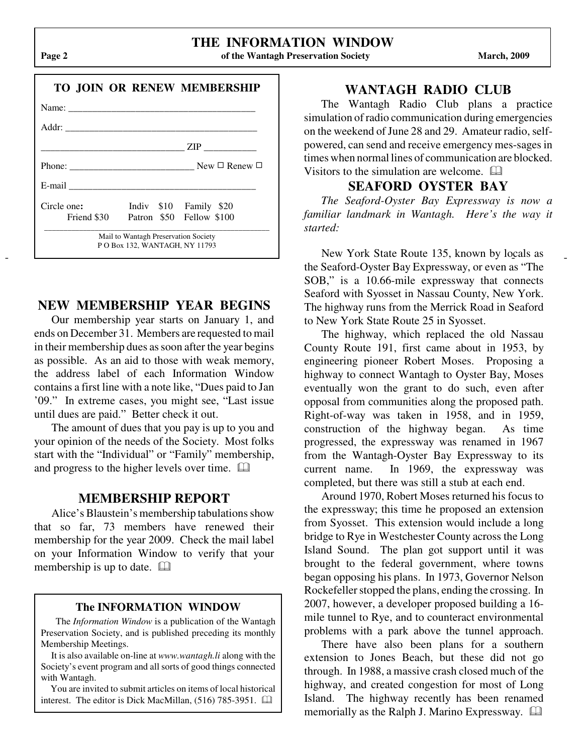## TO JOIN OR RENEW MEMBERSHIP

Name: ______________________________________

Addr: ______________________________________

_____________________________ ZIP ___________

Phone: __________________________ New ☐ Renew ☐

E-mail ______________________________________

Circle one: Indiv $10 Family $20
Friend $30 Patron $50 Fellow $100

Mail to Wantagh Preservation Society
P O Box 132, WANTAGH, NY 11793

## NEW MEMBERSHIP YEAR BEGINS

Our membership year starts on January 1, and ends on December 31. Members are requested to mail in their membership dues as soon after the year begins as possible. As an aid to those with weak memory, the address label of each Information Window contains a first line with a note like, "Dues paid to Jan '09." In extreme cases, you might see, "Last issue until dues are paid." Better check it out.

The amount of dues that you pay is up to you and your opinion of the needs of the Society. Most folks start with the "Individual" or "Family" membership, and progress to the higher levels over time. 🕮

## MEMBERSHIP REPORT

Alice's Blaustein's membership tabulations show that so far, 73 members have renewed their membership for the year 2009. Check the mail label on your Information Window to verify that your membership is up to date. 🕮

### The INFORMATION WINDOW

The *Information Window* is a publication of the Wantagh Preservation Society, and is published preceding its monthly Membership Meetings.

It is also available on-line at *www.wantagh.li* along with the Society's event program and all sorts of good things connected with Wantagh.

You are invited to submit articles on items of local historical interest. The editor is Dick MacMillan, (516) 785-3951. 🕮

## WANTAGH RADIO CLUB

The Wantagh Radio Club plans a practice simulation of radio communication during emergencies on the weekend of June 28 and 29. Amateur radio, self-powered, can send and receive emergency mes-sages in times when normal lines of communication are blocked. Visitors to the simulation are welcome. 🕮

## SEAFORD OYSTER BAY

*The Seaford-Oyster Bay Expressway is now a familiar landmark in Wantagh. Here's the way it started:*

New York State Route 135, known by locals as the Seaford-Oyster Bay Expressway, or even as "The SOB," is a 10.66-mile expressway that connects Seaford with Syosset in Nassau County, New York. The highway runs from the Merrick Road in Seaford to New York State Route 25 in Syosset.

The highway, which replaced the old Nassau County Route 191, first came about in 1953, by engineering pioneer Robert Moses. Proposing a highway to connect Wantagh to Oyster Bay, Moses eventually won the grant to do such, even after opposal from communities along the proposed path. Right-of-way was taken in 1958, and in 1959, construction of the highway began. As time progressed, the expressway was renamed in 1967 from the Wantagh-Oyster Bay Expressway to its current name. In 1969, the expressway was completed, but there was still a stub at each end.

Around 1970, Robert Moses returned his focus to the expressway; this time he proposed an extension from Syosset. This extension would include a long bridge to Rye in Westchester County across the Long Island Sound. The plan got support until it was brought to the federal government, where towns began opposing his plans. In 1973, Governor Nelson Rockefeller stopped the plans, ending the crossing. In 2007, however, a developer proposed building a 16-mile tunnel to Rye, and to counteract environmental problems with a park above the tunnel approach.

There have also been plans for a southern extension to Jones Beach, but these did not go through. In 1988, a massive crash closed much of the highway, and created congestion for most of Long Island. The highway recently has been renamed memorially as the Ralph J. Marino Expressway. 🕮